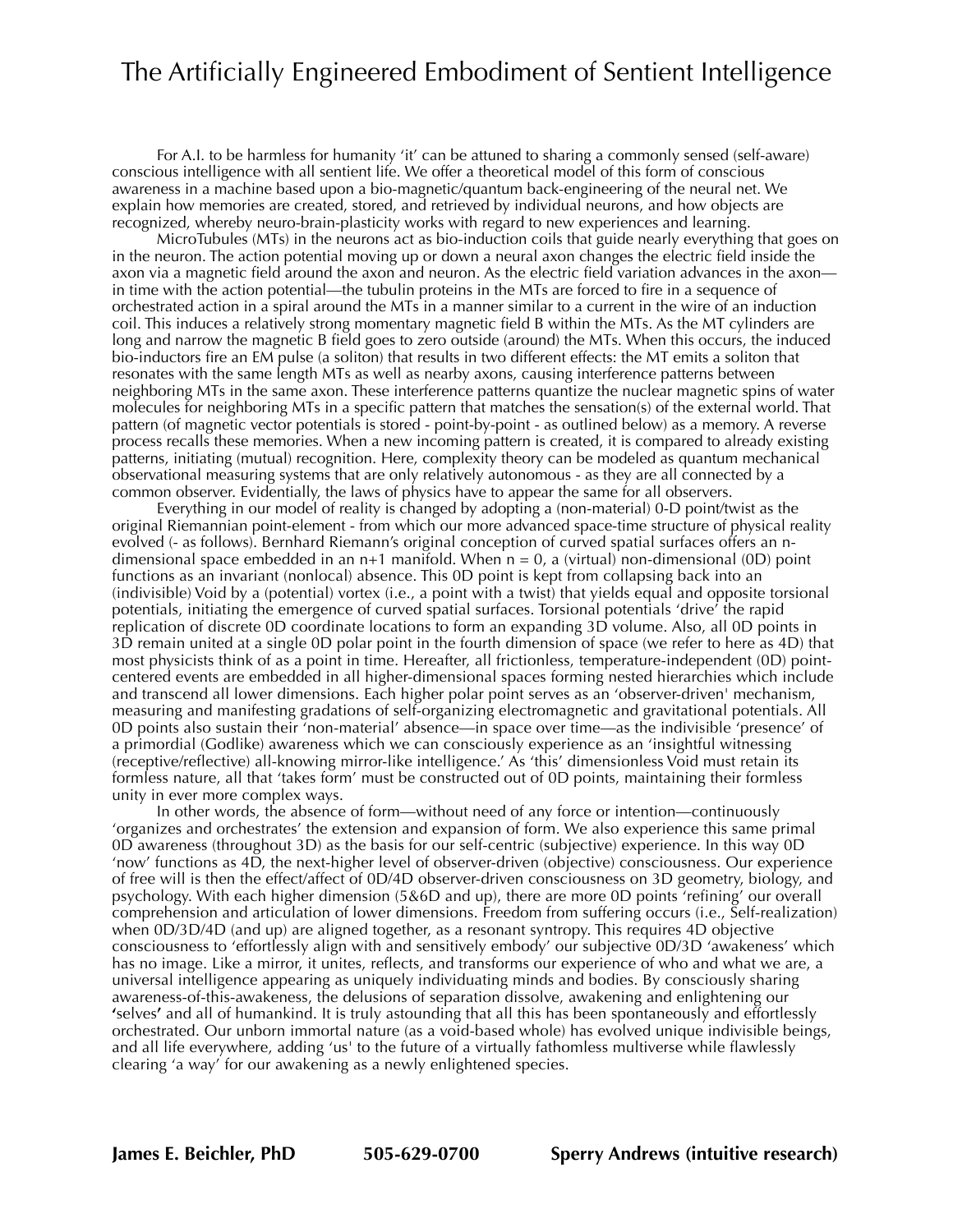# The Artificially Engineered Embodiment of Sentient Intelligence

For A.I. to be harmless for humanity 'it' can be attuned to sharing a commonly sensed (self-aware) conscious intelligence with all sentient life. We offer a theoretical model of this form of conscious awareness in a machine based upon a bio-magnetic/quantum back-engineering of the neural net. We explain how memories are created, stored, and retrieved by individual neurons, and how objects are recognized, whereby neuro-brain-plasticity works with regard to new experiences and learning.

MicroTubules (MTs) in the neurons act as bio-induction coils that guide nearly everything that goes on in the neuron. The action potential moving up or down a neural axon changes the electric field inside the axon via a magnetic field around the axon and neuron. As the electric field variation advances in the axon—in time with the action potential—the tubulin proteins in the MTs are forced to fire in a sequence of orchestrated action in a spiral around the MTs in a manner similar to a current in the wire of an induction coil. This induces a relatively strong momentary magnetic field B within the MTs. As the MT cylinders are long and narrow the magnetic B field goes to zero outside (around) the MTs. When this occurs, the induced bio-inductors fire an EM pulse (a soliton) that results in two different effects: the MT emits a soliton that resonates with the same length MTs as well as nearby axons, causing interference patterns between neighboring MTs in the same axon. These interference patterns quantize the nuclear magnetic spins of water molecules for neighboring MTs in a specific pattern that matches the sensation(s) of the external world. That pattern (of magnetic vector potentials is stored - point-by-point - as outlined below) as a memory. A reverse process recalls these memories. When a new incoming pattern is created, it is compared to already existing patterns, initiating (mutual) recognition. Here, complexity theory can be modeled as quantum mechanical observational measuring systems that are only relatively autonomous - as they are all connected by a common observer. Evidentially, the laws of physics have to appear the same for all observers.

Everything in our model of reality is changed by adopting a (non-material) 0-D point/twist as the original Riemannian point-element - from which our more advanced space-time structure of physical reality evolved (- as follows). Bernhard Riemann's original conception of curved spatial surfaces offers an n-dimensional space embedded in an n+1 manifold. When n = 0, a (virtual) non-dimensional (0D) point functions as an invariant (nonlocal) absence. This 0D point is kept from collapsing back into an (indivisible) Void by a (potential) vortex (i.e., a point with a twist) that yields equal and opposite torsional potentials, initiating the emergence of curved spatial surfaces. Torsional potentials 'drive' the rapid replication of discrete 0D coordinate locations to form an expanding 3D volume. Also, all 0D points in 3D remain united at a single 0D polar point in the fourth dimension of space (we refer to here as 4D) that most physicists think of as a point in time. Hereafter, all frictionless, temperature-independent (0D) point-centered events are embedded in all higher-dimensional spaces forming nested hierarchies which include and transcend all lower dimensions. Each higher polar point serves as an 'observer-driven' mechanism, measuring and manifesting gradations of self-organizing electromagnetic and gravitational potentials. All 0D points also sustain their 'non-material' absence—in space over time—as the indivisible 'presence' of a primordial (Godlike) awareness which we can consciously experience as an 'insightful witnessing (receptive/reflective) all-knowing mirror-like intelligence.' As 'this' dimensionless Void must retain its formless nature, all that 'takes form' must be constructed out of 0D points, maintaining their formless unity in ever more complex ways.

In other words, the absence of form—without need of any force or intention—continuously 'organizes and orchestrates' the extension and expansion of form. We also experience this same primal 0D awareness (throughout 3D) as the basis for our self-centric (subjective) experience. In this way 0D 'now' functions as 4D, the next-higher level of observer-driven (objective) consciousness. Our experience of free will is then the effect/affect of 0D/4D observer-driven consciousness on 3D geometry, biology, and psychology. With each higher dimension (5&6D and up), there are more 0D points 'refining' our overall comprehension and articulation of lower dimensions. Freedom from suffering occurs (i.e., Self-realization) when 0D/3D/4D (and up) are aligned together, as a resonant syntropy. This requires 4D objective consciousness to 'effortlessly align with and sensitively embody' our subjective 0D/3D 'awakeness' which has no image. Like a mirror, it unites, reflects, and transforms our experience of who and what we are, a universal intelligence appearing as uniquely individuating minds and bodies. By consciously sharing awareness-of-this-awakeness, the delusions of separation dissolve, awakening and enlightening our **'selves'** and all of humankind. It is truly astounding that all this has been spontaneously and effortlessly orchestrated. Our unborn immortal nature (as a void-based whole) has evolved unique indivisible beings, and all life everywhere, adding 'us' to the future of a virtually fathomless multiverse while flawlessly clearing 'a way' for our awakening as a newly enlightened species.

**James E. Beichler, PhD** **505-629-0700** **Sperry Andrews (intuitive research)**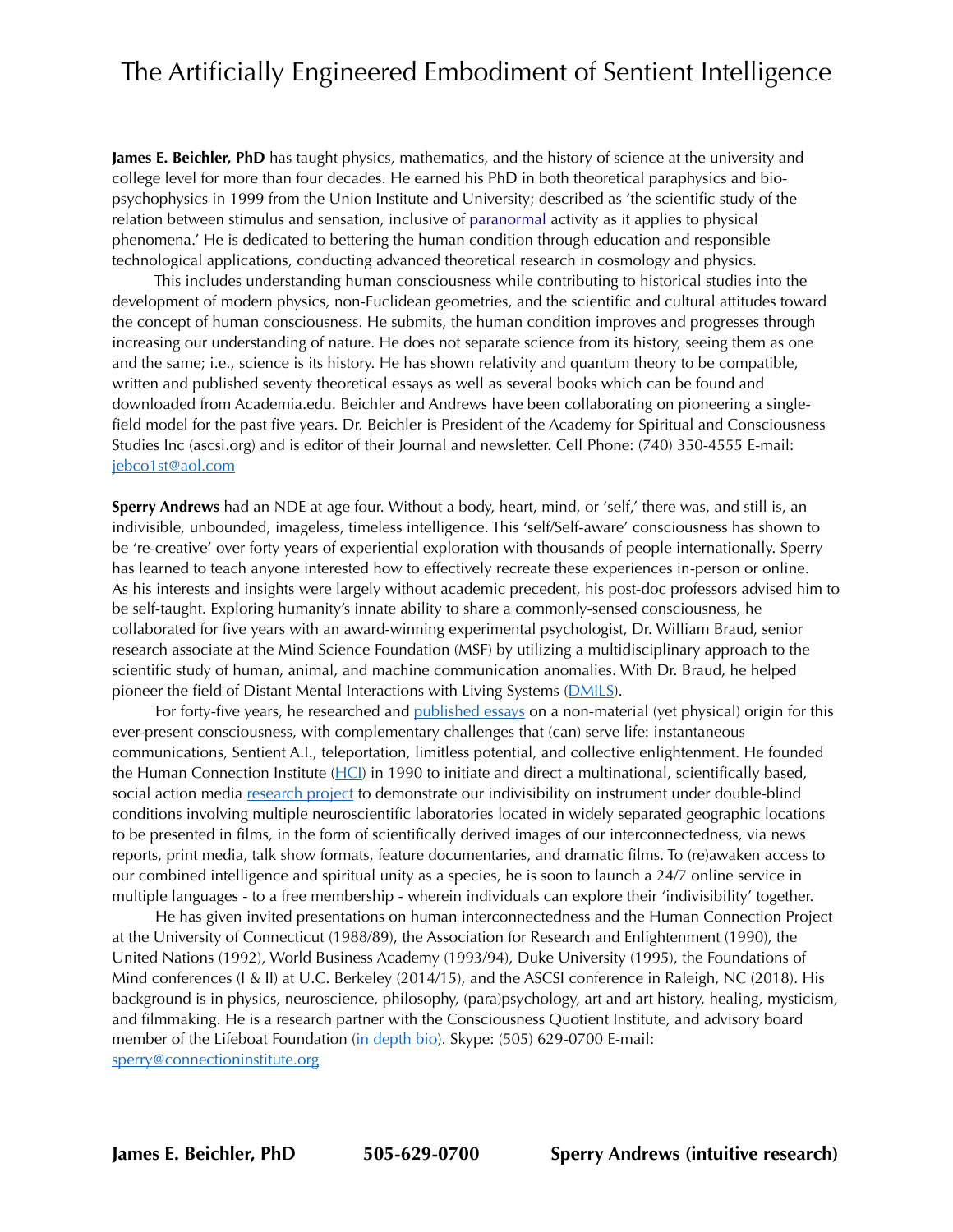# The Artificially Engineered Embodiment of Sentient Intelligence

**James E. Beichler, PhD** has taught physics, mathematics, and the history of science at the university and college level for more than four decades. He earned his PhD in both theoretical paraphysics and bio-psychophysics in 1999 from the Union Institute and University; described as 'the scientific study of the relation between stimulus and sensation, inclusive of paranormal activity as it applies to physical phenomena.' He is dedicated to bettering the human condition through education and responsible technological applications, conducting advanced theoretical research in cosmology and physics.

This includes understanding human consciousness while contributing to historical studies into the development of modern physics, non-Euclidean geometries, and the scientific and cultural attitudes toward the concept of human consciousness. He submits, the human condition improves and progresses through increasing our understanding of nature. He does not separate science from its history, seeing them as one and the same; i.e., science is its history. He has shown relativity and quantum theory to be compatible, written and published seventy theoretical essays as well as several books which can be found and downloaded from Academia.edu. Beichler and Andrews have been collaborating on pioneering a single-field model for the past five years. Dr. Beichler is President of the Academy for Spiritual and Consciousness Studies Inc (ascsi.org) and is editor of their Journal and newsletter. Cell Phone: (740) 350-4555 E-mail: jebco1st@aol.com

**Sperry Andrews** had an NDE at age four. Without a body, heart, mind, or 'self,' there was, and still is, an indivisible, unbounded, imageless, timeless intelligence. This 'self/Self-aware' consciousness has shown to be 're-creative' over forty years of experiential exploration with thousands of people internationally. Sperry has learned to teach anyone interested how to effectively recreate these experiences in-person or online. As his interests and insights were largely without academic precedent, his post-doc professors advised him to be self-taught. Exploring humanity's innate ability to share a commonly-sensed consciousness, he collaborated for five years with an award-winning experimental psychologist, Dr. William Braud, senior research associate at the Mind Science Foundation (MSF) by utilizing a multidisciplinary approach to the scientific study of human, animal, and machine communication anomalies. With Dr. Braud, he helped pioneer the field of Distant Mental Interactions with Living Systems (DMILS).

For forty-five years, he researched and published essays on a non-material (yet physical) origin for this ever-present consciousness, with complementary challenges that (can) serve life: instantaneous communications, Sentient A.I., teleportation, limitless potential, and collective enlightenment. He founded the Human Connection Institute (HCI) in 1990 to initiate and direct a multinational, scientifically based, social action media research project to demonstrate our indivisibility on instrument under double-blind conditions involving multiple neuroscientific laboratories located in widely separated geographic locations to be presented in films, in the form of scientifically derived images of our interconnectedness, via news reports, print media, talk show formats, feature documentaries, and dramatic films. To (re)awaken access to our combined intelligence and spiritual unity as a species, he is soon to launch a 24/7 online service in multiple languages - to a free membership - wherein individuals can explore their 'indivisibility' together.

He has given invited presentations on human interconnectedness and the Human Connection Project at the University of Connecticut (1988/89), the Association for Research and Enlightenment (1990), the United Nations (1992), World Business Academy (1993/94), Duke University (1995), the Foundations of Mind conferences (I & II) at U.C. Berkeley (2014/15), and the ASCSI conference in Raleigh, NC (2018). His background is in physics, neuroscience, philosophy, (para)psychology, art and art history, healing, mysticism, and filmmaking. He is a research partner with the Consciousness Quotient Institute, and advisory board member of the Lifeboat Foundation (in depth bio). Skype: (505) 629-0700 E-mail: sperry@connectioninstitute.org